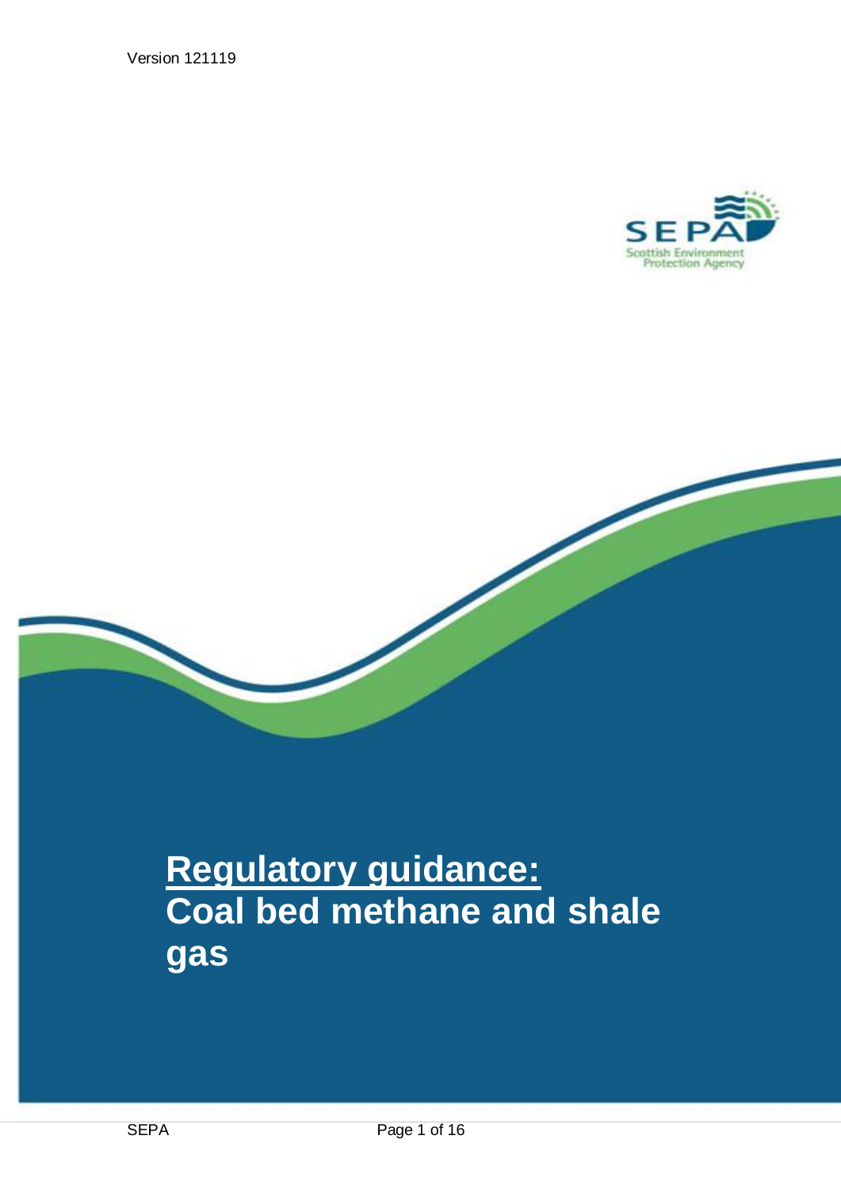Version 121119

# Regulatory guidance:
# Coal bed methane and shale gas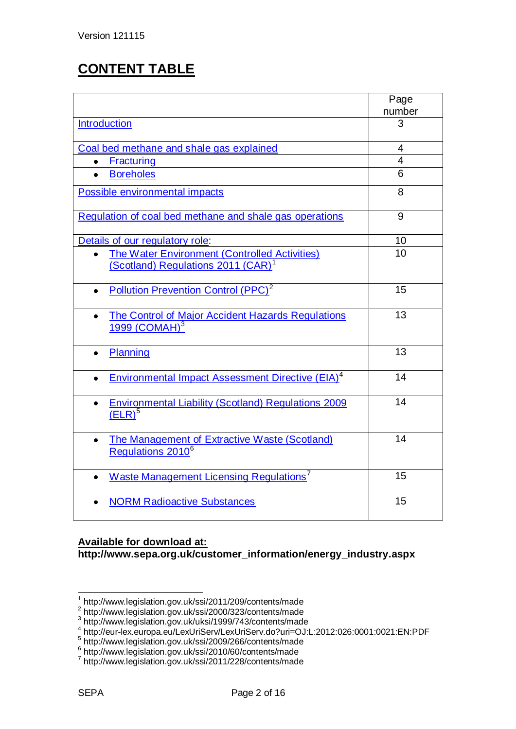Version 121115

# CONTENT TABLE

| | Page number |
|---|---|
| Introduction | 3 |
| Coal bed methane and shale gas explained | 4 |
| • Fracturing | 4 |
| • Boreholes | 6 |
| Possible environmental impacts | 8 |
| Regulation of coal bed methane and shale gas operations | 9 |
| Details of our regulatory role: | 10 |
| • The Water Environment (Controlled Activities) (Scotland) Regulations 2011 (CAR)[1] | 10 |
| • Pollution Prevention Control (PPC)[2] | 15 |
| • The Control of Major Accident Hazards Regulations 1999 (COMAH)[3] | 13 |
| • Planning | 13 |
| • Environmental Impact Assessment Directive (EIA)[4] | 14 |
| • Environmental Liability (Scotland) Regulations 2009 (ELR)[5] | 14 |
| • The Management of Extractive Waste (Scotland) Regulations 2010[6] | 14 |
| • Waste Management Licensing Regulations[7] | 15 |
| • NORM Radioactive Substances | 15 |

**Available for download at:**
**http://www.sepa.org.uk/customer_information/energy_industry.aspx**

[1] http://www.legislation.gov.uk/ssi/2011/209/contents/made
[2] http://www.legislation.gov.uk/ssi/2000/323/contents/made
[3] http://www.legislation.gov.uk/uksi/1999/743/contents/made
[4] http://eur-lex.europa.eu/LexUriServ/LexUriServ.do?uri=OJ:L:2012:026:0001:0021:EN:PDF
[5] http://www.legislation.gov.uk/ssi/2009/266/contents/made
[6] http://www.legislation.gov.uk/ssi/2010/60/contents/made
[7] http://www.legislation.gov.uk/ssi/2011/228/contents/made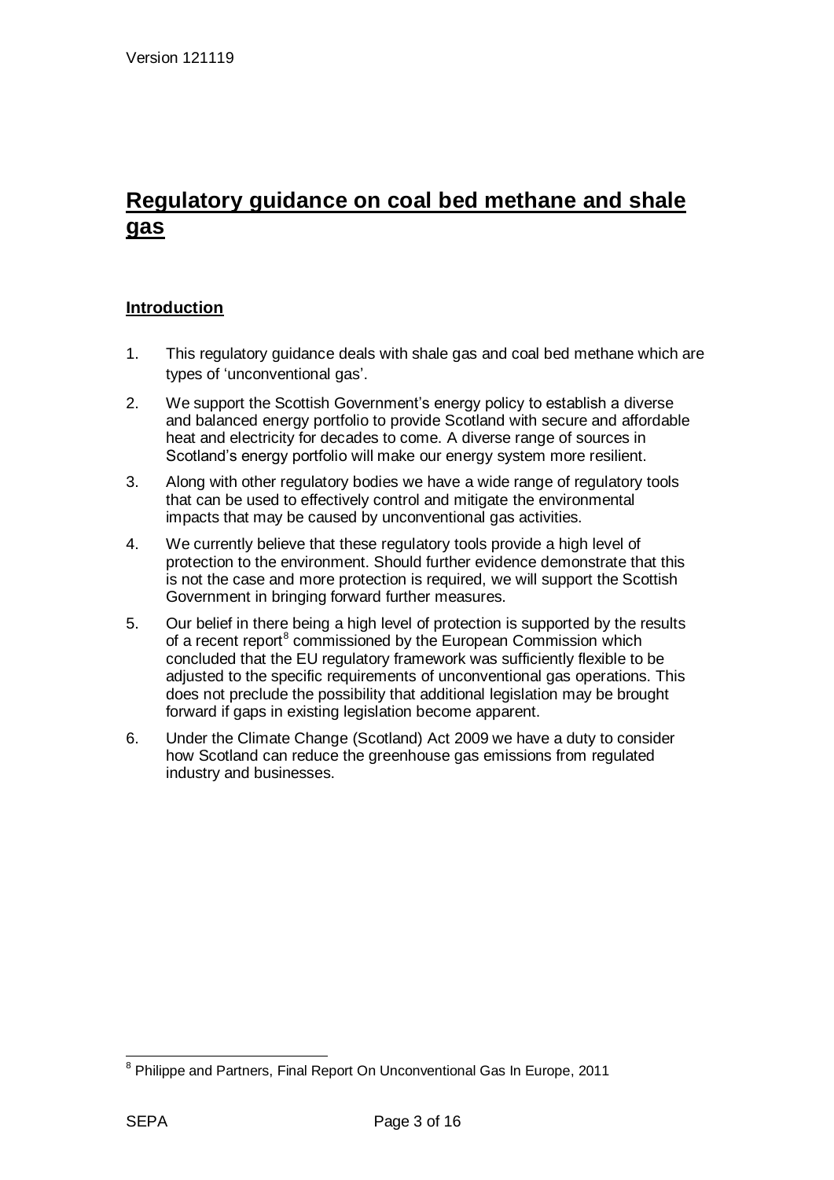# Regulatory guidance on coal bed methane and shale gas

## Introduction

1. This regulatory guidance deals with shale gas and coal bed methane which are types of 'unconventional gas'.
2. We support the Scottish Government's energy policy to establish a diverse and balanced energy portfolio to provide Scotland with secure and affordable heat and electricity for decades to come. A diverse range of sources in Scotland's energy portfolio will make our energy system more resilient.
3. Along with other regulatory bodies we have a wide range of regulatory tools that can be used to effectively control and mitigate the environmental impacts that may be caused by unconventional gas activities.
4. We currently believe that these regulatory tools provide a high level of protection to the environment. Should further evidence demonstrate that this is not the case and more protection is required, we will support the Scottish Government in bringing forward further measures.
5. Our belief in there being a high level of protection is supported by the results of a recent report[8] commissioned by the European Commission which concluded that the EU regulatory framework was sufficiently flexible to be adjusted to the specific requirements of unconventional gas operations. This does not preclude the possibility that additional legislation may be brought forward if gaps in existing legislation become apparent.
6. Under the Climate Change (Scotland) Act 2009 we have a duty to consider how Scotland can reduce the greenhouse gas emissions from regulated industry and businesses.

[8] Philippe and Partners, Final Report On Unconventional Gas In Europe, 2011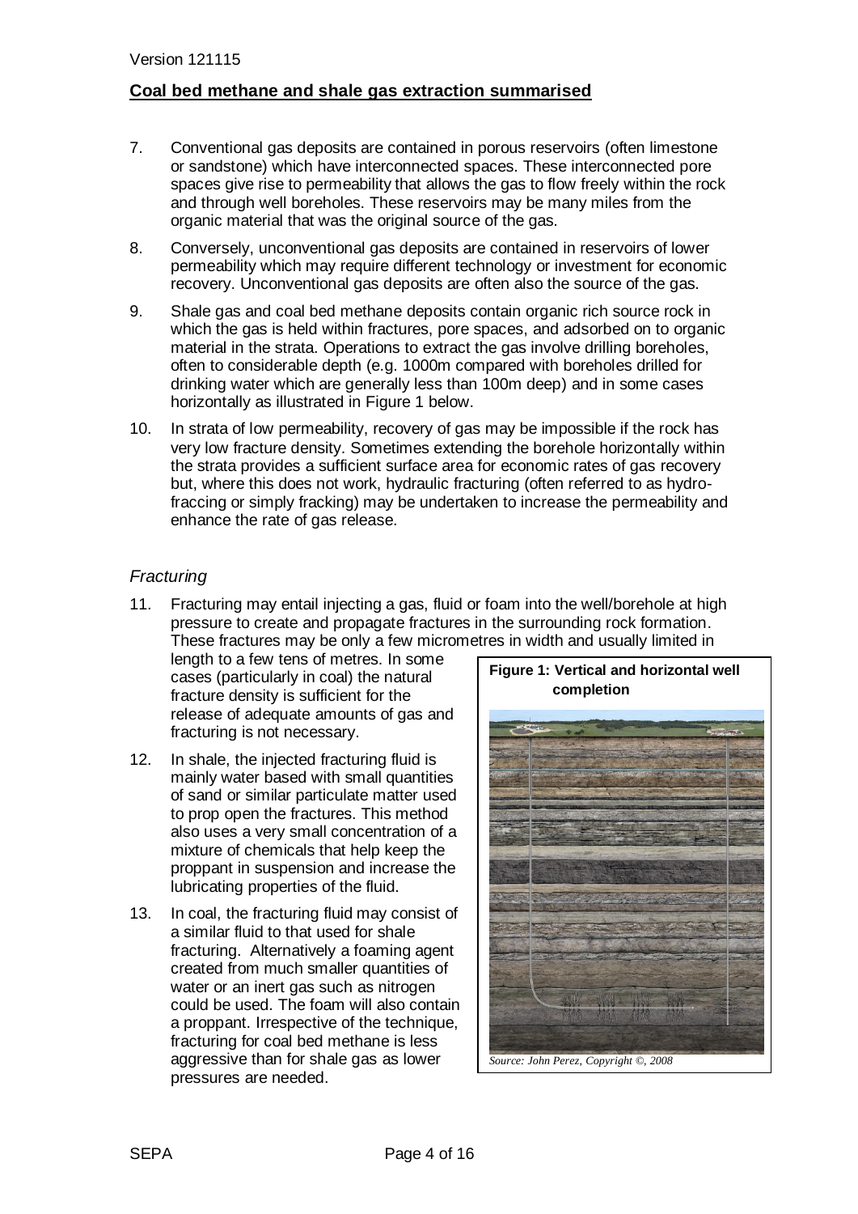## Coal bed methane and shale gas extraction summarised

7. Conventional gas deposits are contained in porous reservoirs (often limestone or sandstone) which have interconnected spaces. These interconnected pore spaces give rise to permeability that allows the gas to flow freely within the rock and through well boreholes. These reservoirs may be many miles from the organic material that was the original source of the gas.

8. Conversely, unconventional gas deposits are contained in reservoirs of lower permeability which may require different technology or investment for economic recovery. Unconventional gas deposits are often also the source of the gas.

9. Shale gas and coal bed methane deposits contain organic rich source rock in which the gas is held within fractures, pore spaces, and adsorbed on to organic material in the strata. Operations to extract the gas involve drilling boreholes, often to considerable depth (e.g. 1000m compared with boreholes drilled for drinking water which are generally less than 100m deep) and in some cases horizontally as illustrated in Figure 1 below.

10. In strata of low permeability, recovery of gas may be impossible if the rock has very low fracture density. Sometimes extending the borehole horizontally within the strata provides a sufficient surface area for economic rates of gas recovery but, where this does not work, hydraulic fracturing (often referred to as hydro-fraccing or simply fracking) may be undertaken to increase the permeability and enhance the rate of gas release.

### *Fracturing*

11. Fracturing may entail injecting a gas, fluid or foam into the well/borehole at high pressure to create and propagate fractures in the surrounding rock formation. These fractures may be only a few micrometres in width and usually limited in length to a few tens of metres. In some cases (particularly in coal) the natural fracture density is sufficient for the release of adequate amounts of gas and fracturing is not necessary.

12. In shale, the injected fracturing fluid is mainly water based with small quantities of sand or similar particulate matter used to prop open the fractures. This method also uses a very small concentration of a mixture of chemicals that help keep the proppant in suspension and increase the lubricating properties of the fluid.

13. In coal, the fracturing fluid may consist of a similar fluid to that used for shale fracturing. Alternatively a foaming agent created from much smaller quantities of water or an inert gas such as nitrogen could be used. The foam will also contain a proppant. Irrespective of the technique, fracturing for coal bed methane is less aggressive than for shale gas as lower pressures are needed.

**Figure 1: Vertical and horizontal well completion**

*Source: John Perez, Copyright ©, 2008*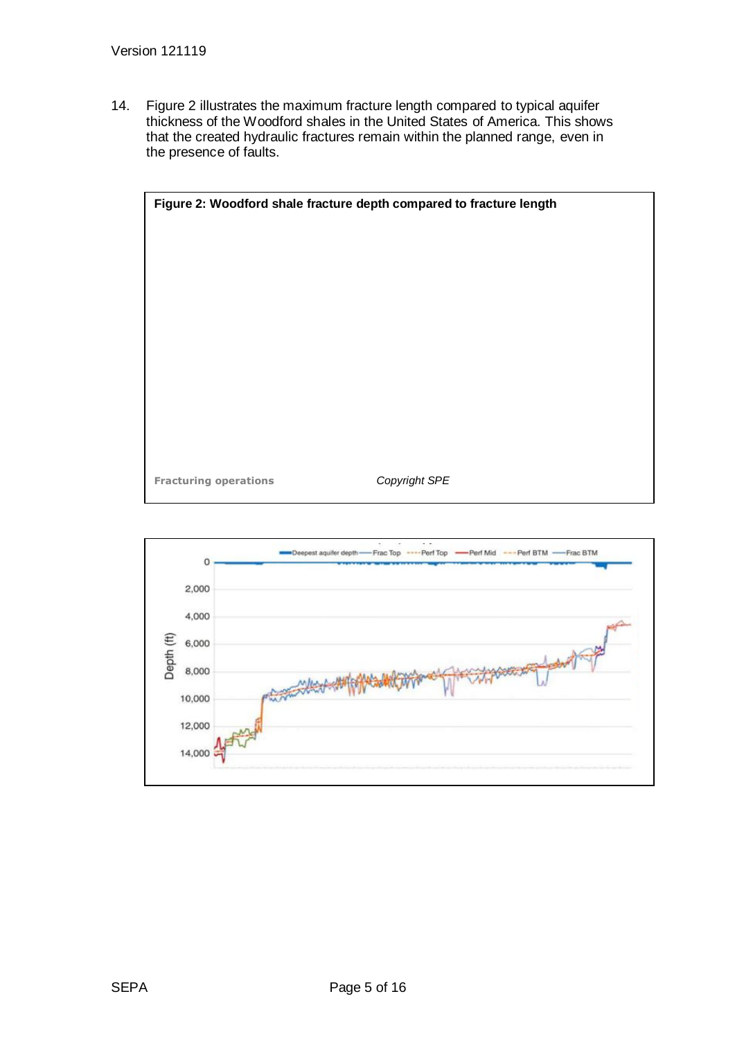14. Figure 2 illustrates the maximum fracture length compared to typical aquifer thickness of the Woodford shales in the United States of America. This shows that the created hydraulic fractures remain within the planned range, even in the presence of faults.

**Figure 2: Woodford shale fracture depth compared to fracture length**

**Fracturing operations** *Copyright SPE*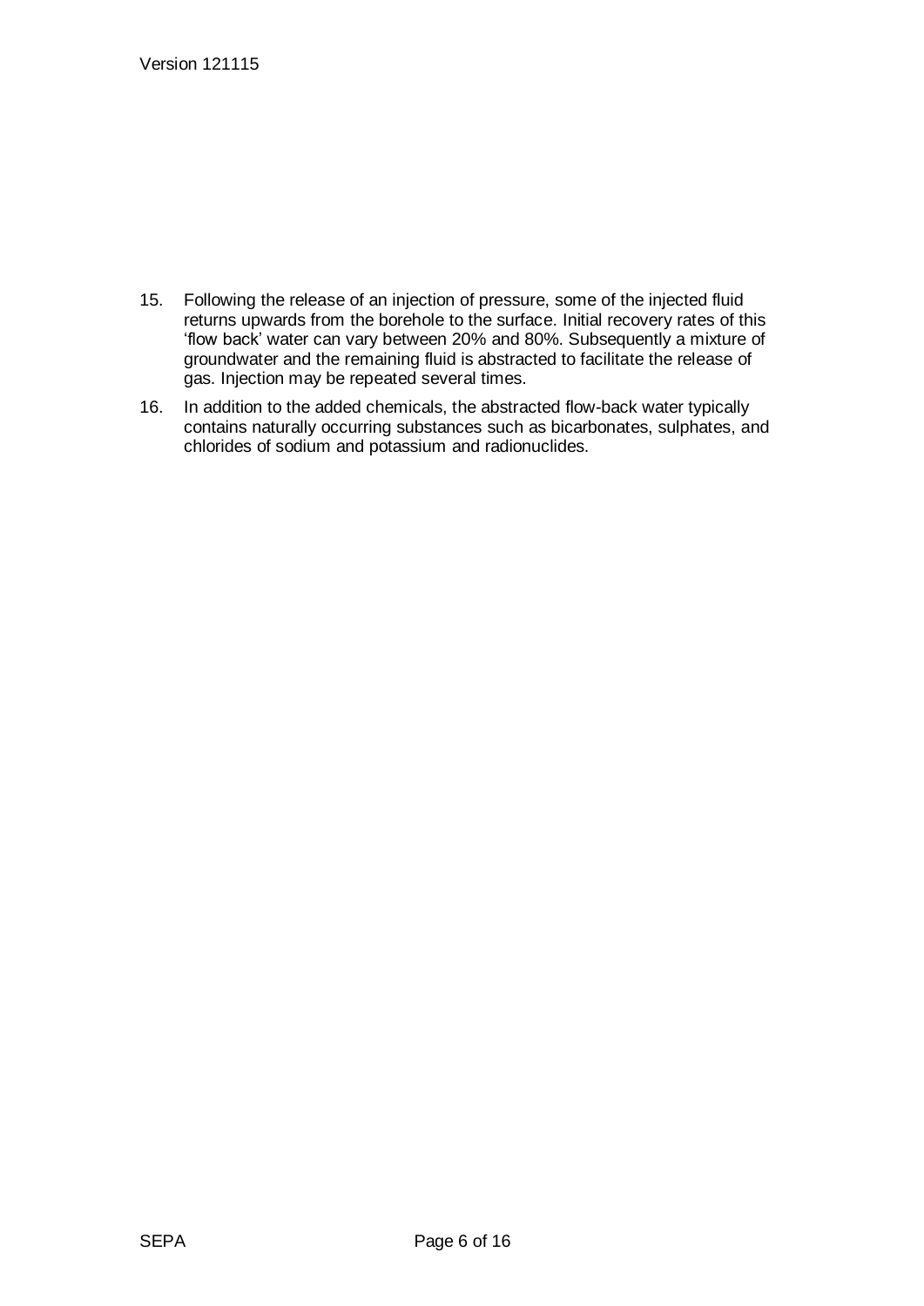15. Following the release of an injection of pressure, some of the injected fluid returns upwards from the borehole to the surface. Initial recovery rates of this 'flow back' water can vary between 20% and 80%. Subsequently a mixture of groundwater and the remaining fluid is abstracted to facilitate the release of gas. Injection may be repeated several times.

16. In addition to the added chemicals, the abstracted flow-back water typically contains naturally occurring substances such as bicarbonates, sulphates, and chlorides of sodium and potassium and radionuclides.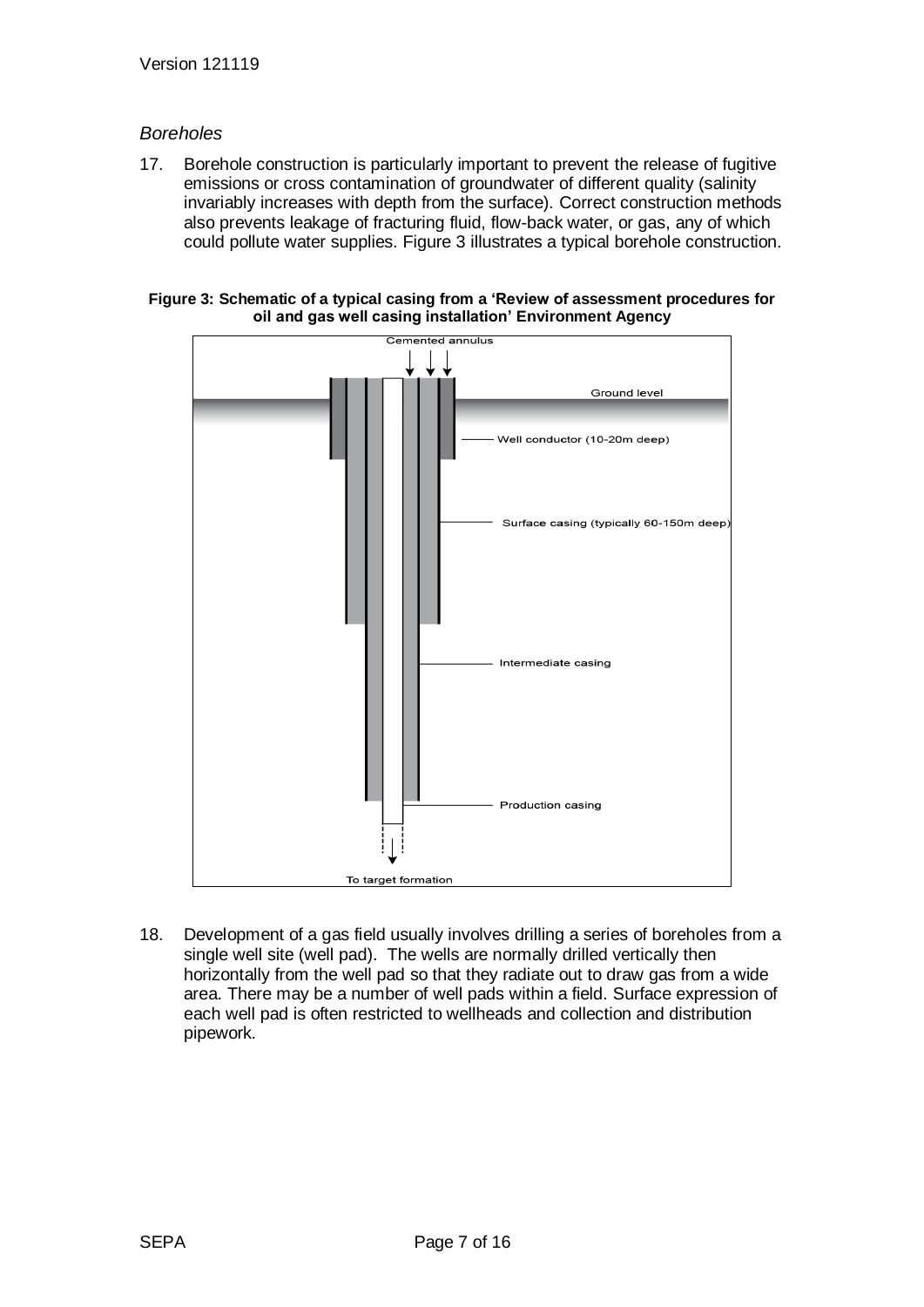*Boreholes*

17. Borehole construction is particularly important to prevent the release of fugitive emissions or cross contamination of groundwater of different quality (salinity invariably increases with depth from the surface). Correct construction methods also prevents leakage of fracturing fluid, flow-back water, or gas, any of which could pollute water supplies. Figure 3 illustrates a typical borehole construction.

**Figure 3: Schematic of a typical casing from a 'Review of assessment procedures for oil and gas well casing installation' Environment Agency**

Cemented annulus

Ground level

Well conductor (10-20m deep)

Surface casing (typically 60-150m deep)

Intermediate casing

Production casing

To target formation

18. Development of a gas field usually involves drilling a series of boreholes from a single well site (well pad). The wells are normally drilled vertically then horizontally from the well pad so that they radiate out to draw gas from a wide area. There may be a number of well pads within a field. Surface expression of each well pad is often restricted to wellheads and collection and distribution pipework.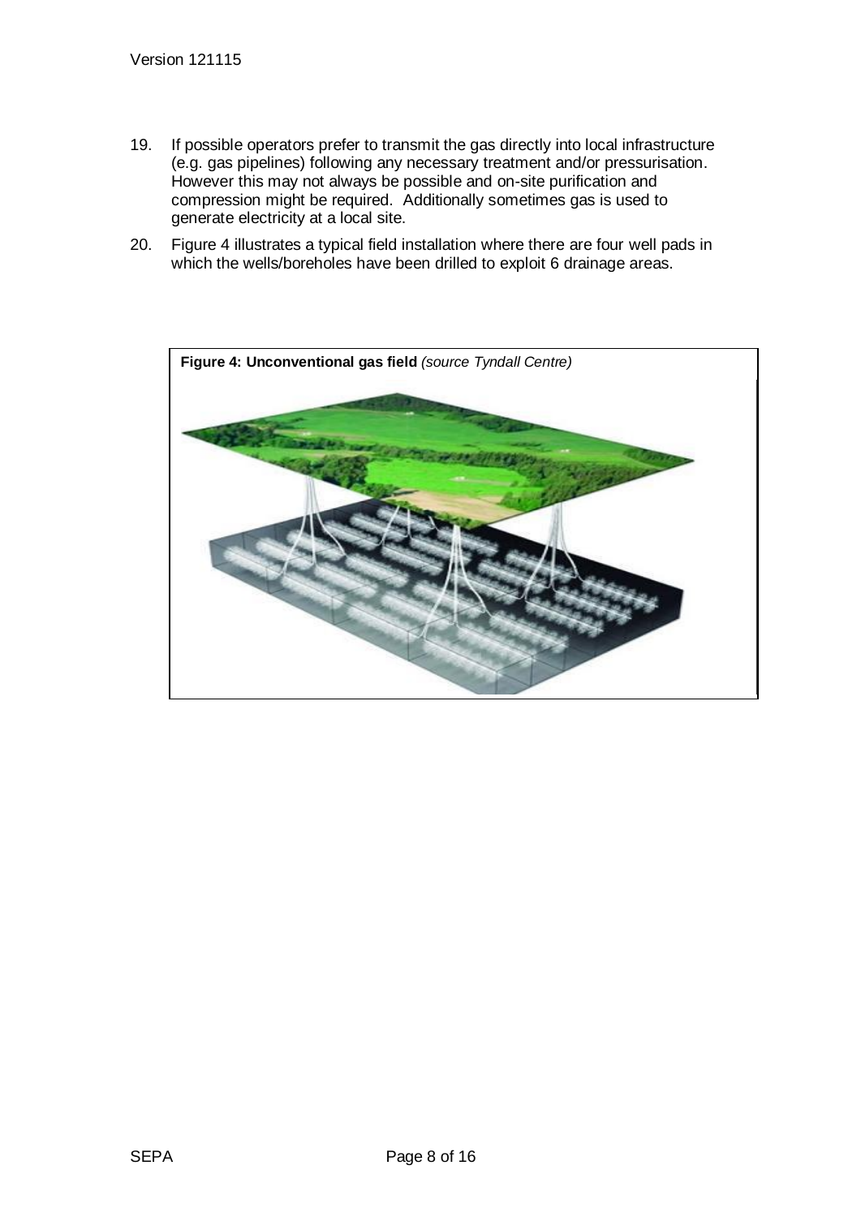19. If possible operators prefer to transmit the gas directly into local infrastructure (e.g. gas pipelines) following any necessary treatment and/or pressurisation. However this may not always be possible and on-site purification and compression might be required. Additionally sometimes gas is used to generate electricity at a local site.

20. Figure 4 illustrates a typical field installation where there are four well pads in which the wells/boreholes have been drilled to exploit 6 drainage areas.

**Figure 4: Unconventional gas field** *(source Tyndall Centre)*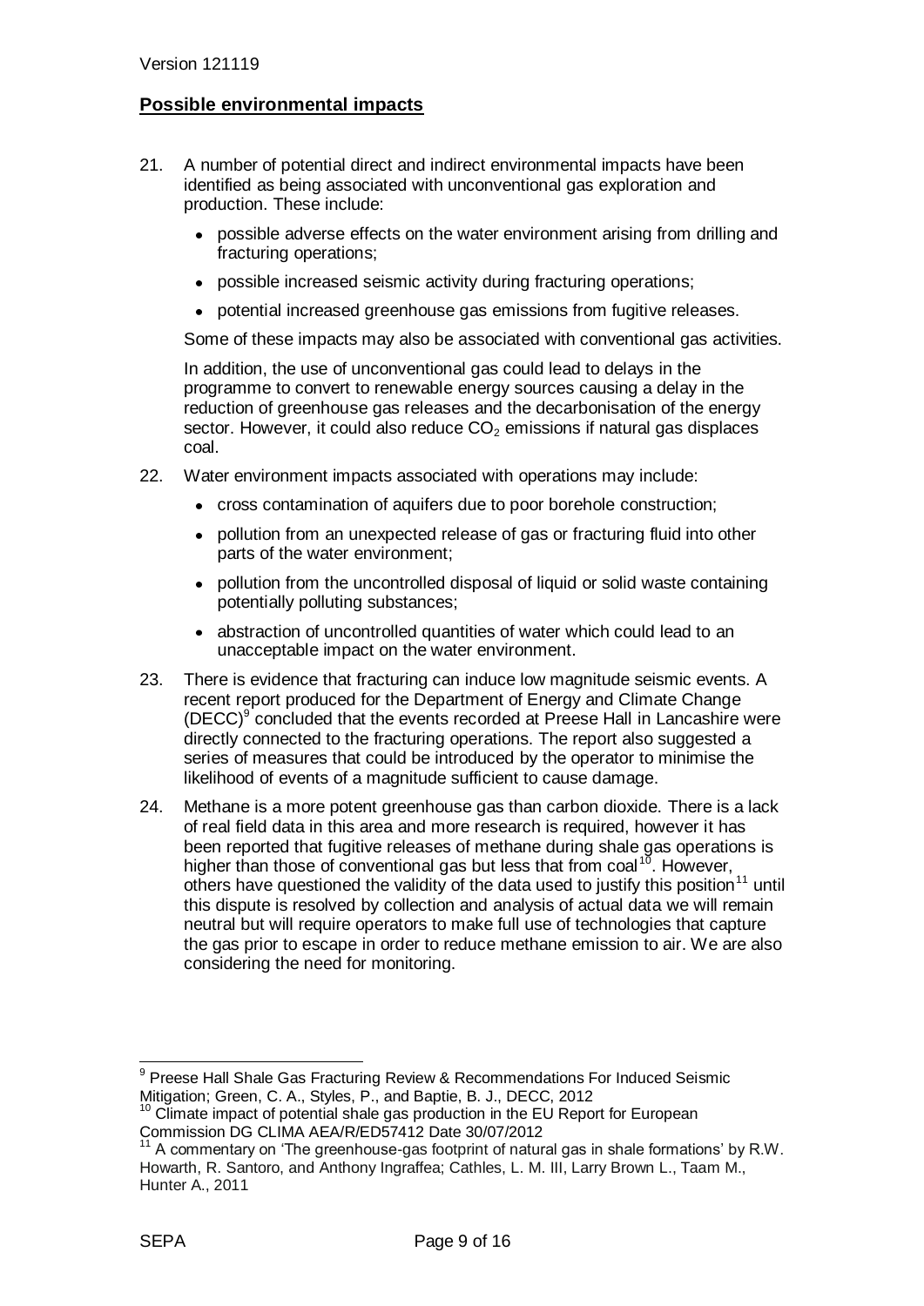## Possible environmental impacts

21. A number of potential direct and indirect environmental impacts have been identified as being associated with unconventional gas exploration and production. These include:

    - possible adverse effects on the water environment arising from drilling and fracturing operations;
    - possible increased seismic activity during fracturing operations;
    - potential increased greenhouse gas emissions from fugitive releases.

    Some of these impacts may also be associated with conventional gas activities.

    In addition, the use of unconventional gas could lead to delays in the programme to convert to renewable energy sources causing a delay in the reduction of greenhouse gas releases and the decarbonisation of the energy sector. However, it could also reduce $CO_2$ emissions if natural gas displaces coal.

22. Water environment impacts associated with operations may include:

    - cross contamination of aquifers due to poor borehole construction;
    - pollution from an unexpected release of gas or fracturing fluid into other parts of the water environment;
    - pollution from the uncontrolled disposal of liquid or solid waste containing potentially polluting substances;
    - abstraction of uncontrolled quantities of water which could lead to an unacceptable impact on the water environment.

23. There is evidence that fracturing can induce low magnitude seismic events. A recent report produced for the Department of Energy and Climate Change (DECC)[9] concluded that the events recorded at Preese Hall in Lancashire were directly connected to the fracturing operations. The report also suggested a series of measures that could be introduced by the operator to minimise the likelihood of events of a magnitude sufficient to cause damage.

24. Methane is a more potent greenhouse gas than carbon dioxide. There is a lack of real field data in this area and more research is required, however it has been reported that fugitive releases of methane during shale gas operations is higher than those of conventional gas but less that from coal[10]. However, others have questioned the validity of the data used to justify this position[11] until this dispute is resolved by collection and analysis of actual data we will remain neutral but will require operators to make full use of technologies that capture the gas prior to escape in order to reduce methane emission to air. We are also considering the need for monitoring.

---

[9] Preese Hall Shale Gas Fracturing Review & Recommendations For Induced Seismic Mitigation; Green, C. A., Styles, P., and Baptie, B. J., DECC, 2012

[10] Climate impact of potential shale gas production in the EU Report for European Commission DG CLIMA AEA/R/ED57412 Date 30/07/2012

[11] A commentary on 'The greenhouse-gas footprint of natural gas in shale formations' by R.W. Howarth, R. Santoro, and Anthony Ingraffea; Cathles, L. M. III, Larry Brown L., Taam M., Hunter A., 2011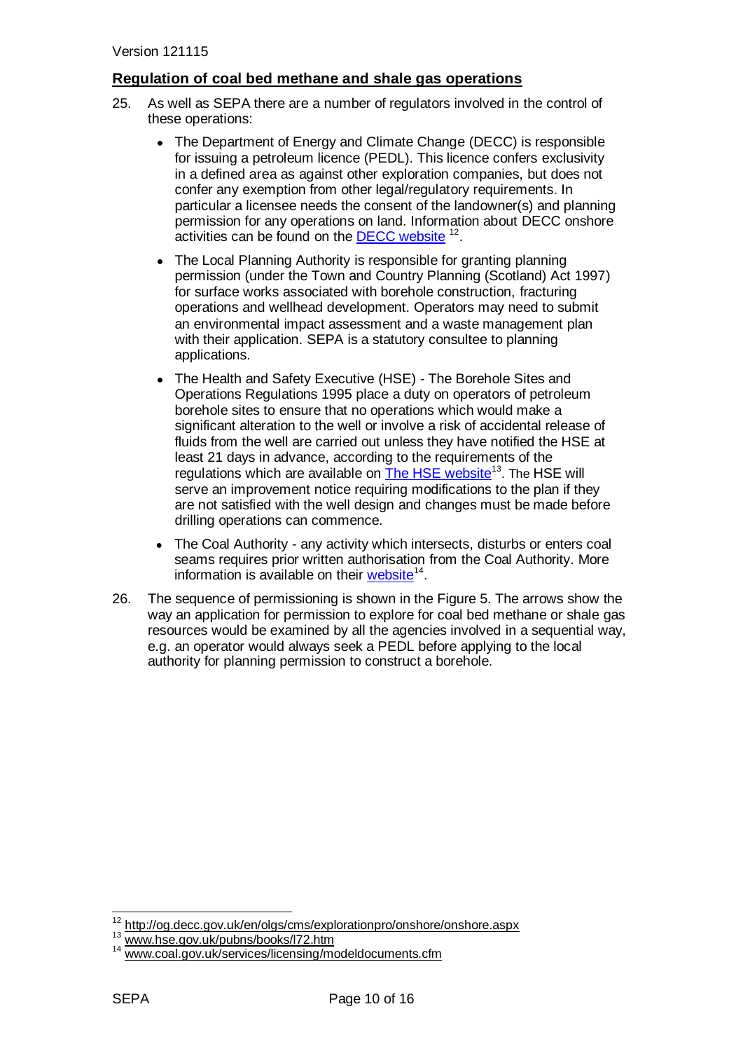## Regulation of coal bed methane and shale gas operations

25. As well as SEPA there are a number of regulators involved in the control of these operations:

    - The Department of Energy and Climate Change (DECC) is responsible for issuing a petroleum licence (PEDL). This licence confers exclusivity in a defined area as against other exploration companies, but does not confer any exemption from other legal/regulatory requirements. In particular a licensee needs the consent of the landowner(s) and planning permission for any operations on land. Information about DECC onshore activities can be found on the DECC website [12].
    - The Local Planning Authority is responsible for granting planning permission (under the Town and Country Planning (Scotland) Act 1997) for surface works associated with borehole construction, fracturing operations and wellhead development. Operators may need to submit an environmental impact assessment and a waste management plan with their application. SEPA is a statutory consultee to planning applications.
    - The Health and Safety Executive (HSE) - The Borehole Sites and Operations Regulations 1995 place a duty on operators of petroleum borehole sites to ensure that no operations which would make a significant alteration to the well or involve a risk of accidental release of fluids from the well are carried out unless they have notified the HSE at least 21 days in advance, according to the requirements of the regulations which are available on The HSE website[13]. The HSE will serve an improvement notice requiring modifications to the plan if they are not satisfied with the well design and changes must be made before drilling operations can commence.
    - The Coal Authority - any activity which intersects, disturbs or enters coal seams requires prior written authorisation from the Coal Authority. More information is available on their website[14].

26. The sequence of permissioning is shown in the Figure 5. The arrows show the way an application for permission to explore for coal bed methane or shale gas resources would be examined by all the agencies involved in a sequential way, e.g. an operator would always seek a PEDL before applying to the local authority for planning permission to construct a borehole.

[12] http://og.decc.gov.uk/en/olgs/cms/explorationpro/onshore/onshore.aspx

[13] www.hse.gov.uk/pubns/books/l72.htm

[14] www.coal.gov.uk/services/licensing/modeldocuments.cfm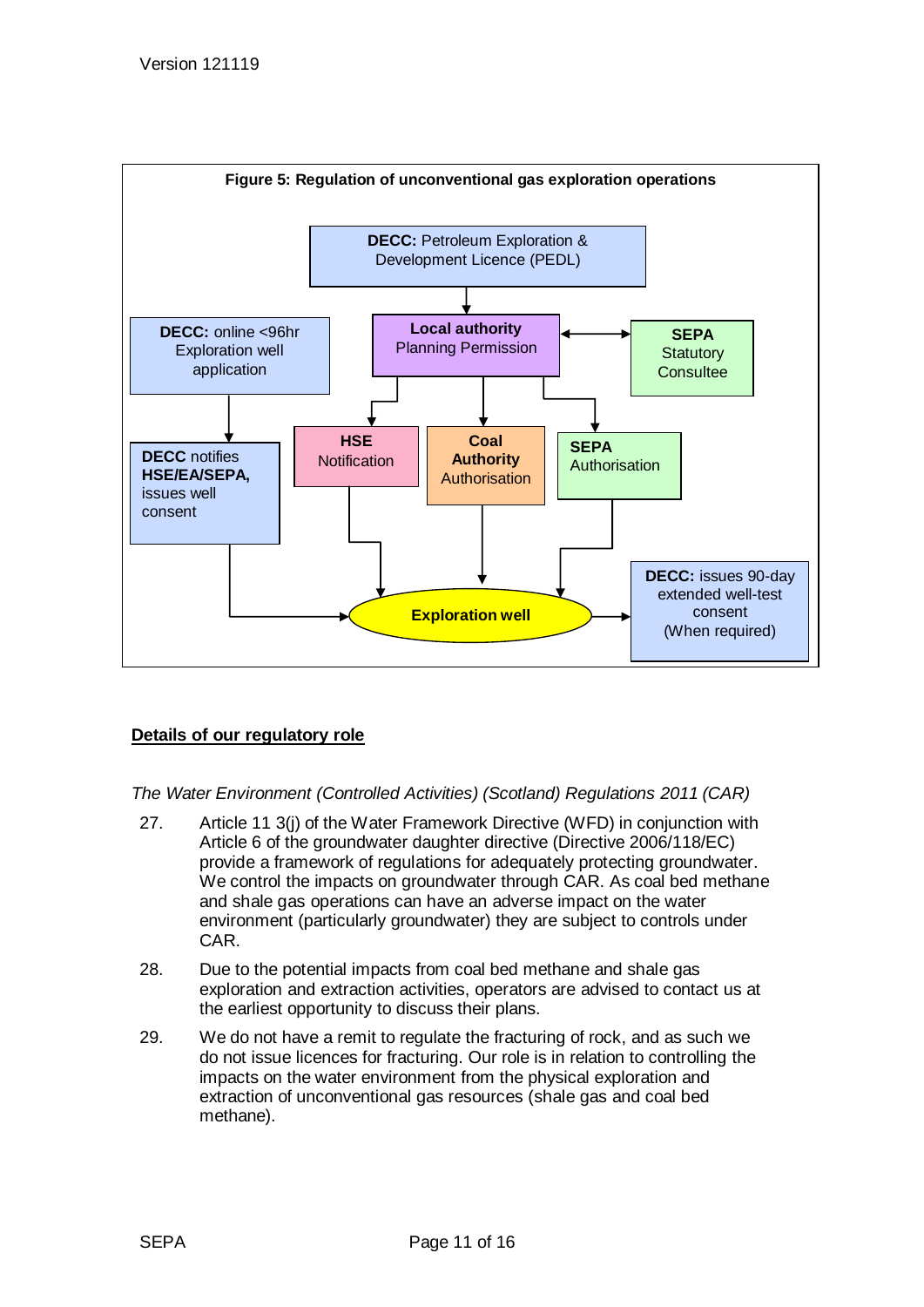**Figure 5: Regulation of unconventional gas exploration operations**

- **DECC:** Petroleum Exploration & Development Licence (PEDL)
- **Local authority** Planning Permission
- **SEPA** Statutory Consultee
- **DECC:** online <96hr Exploration well application
- **DECC** notifies **HSE/EA/SEPA,** issues well consent
- **HSE** Notification
- **Coal Authority** Authorisation
- **SEPA** Authorisation
- **Exploration well**
- **DECC:** issues 90-day extended well-test consent (When required)

## Details of our regulatory role

*The Water Environment (Controlled Activities) (Scotland) Regulations 2011 (CAR)*

27. Article 11 3(j) of the Water Framework Directive (WFD) in conjunction with Article 6 of the groundwater daughter directive (Directive 2006/118/EC) provide a framework of regulations for adequately protecting groundwater. We control the impacts on groundwater through CAR. As coal bed methane and shale gas operations can have an adverse impact on the water environment (particularly groundwater) they are subject to controls under CAR.

28. Due to the potential impacts from coal bed methane and shale gas exploration and extraction activities, operators are advised to contact us at the earliest opportunity to discuss their plans.

29. We do not have a remit to regulate the fracturing of rock, and as such we do not issue licences for fracturing. Our role is in relation to controlling the impacts on the water environment from the physical exploration and extraction of unconventional gas resources (shale gas and coal bed methane).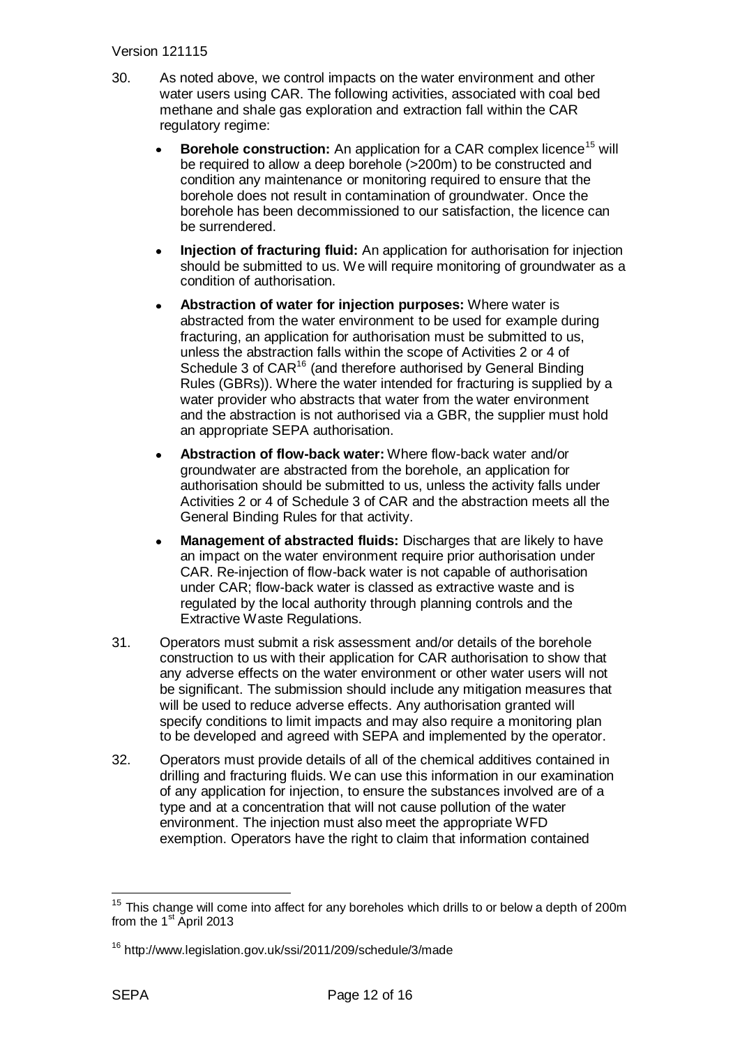30. As noted above, we control impacts on the water environment and other water users using CAR. The following activities, associated with coal bed methane and shale gas exploration and extraction fall within the CAR regulatory regime:

    - **Borehole construction:** An application for a CAR complex licence[15] will be required to allow a deep borehole (>200m) to be constructed and condition any maintenance or monitoring required to ensure that the borehole does not result in contamination of groundwater. Once the borehole has been decommissioned to our satisfaction, the licence can be surrendered.
    - **Injection of fracturing fluid:** An application for authorisation for injection should be submitted to us. We will require monitoring of groundwater as a condition of authorisation.
    - **Abstraction of water for injection purposes:** Where water is abstracted from the water environment to be used for example during fracturing, an application for authorisation must be submitted to us, unless the abstraction falls within the scope of Activities 2 or 4 of Schedule 3 of CAR[16] (and therefore authorised by General Binding Rules (GBRs)). Where the water intended for fracturing is supplied by a water provider who abstracts that water from the water environment and the abstraction is not authorised via a GBR, the supplier must hold an appropriate SEPA authorisation.
    - **Abstraction of flow-back water:** Where flow-back water and/or groundwater are abstracted from the borehole, an application for authorisation should be submitted to us, unless the activity falls under Activities 2 or 4 of Schedule 3 of CAR and the abstraction meets all the General Binding Rules for that activity.
    - **Management of abstracted fluids:** Discharges that are likely to have an impact on the water environment require prior authorisation under CAR. Re-injection of flow-back water is not capable of authorisation under CAR; flow-back water is classed as extractive waste and is regulated by the local authority through planning controls and the Extractive Waste Regulations.

31. Operators must submit a risk assessment and/or details of the borehole construction to us with their application for CAR authorisation to show that any adverse effects on the water environment or other water users will not be significant. The submission should include any mitigation measures that will be used to reduce adverse effects. Any authorisation granted will specify conditions to limit impacts and may also require a monitoring plan to be developed and agreed with SEPA and implemented by the operator.

32. Operators must provide details of all of the chemical additives contained in drilling and fracturing fluids. We can use this information in our examination of any application for injection, to ensure the substances involved are of a type and at a concentration that will not cause pollution of the water environment. The injection must also meet the appropriate WFD exemption. Operators have the right to claim that information contained

---

[15] This change will come into affect for any boreholes which drills to or below a depth of 200m from the 1st April 2013

[16] http://www.legislation.gov.uk/ssi/2011/209/schedule/3/made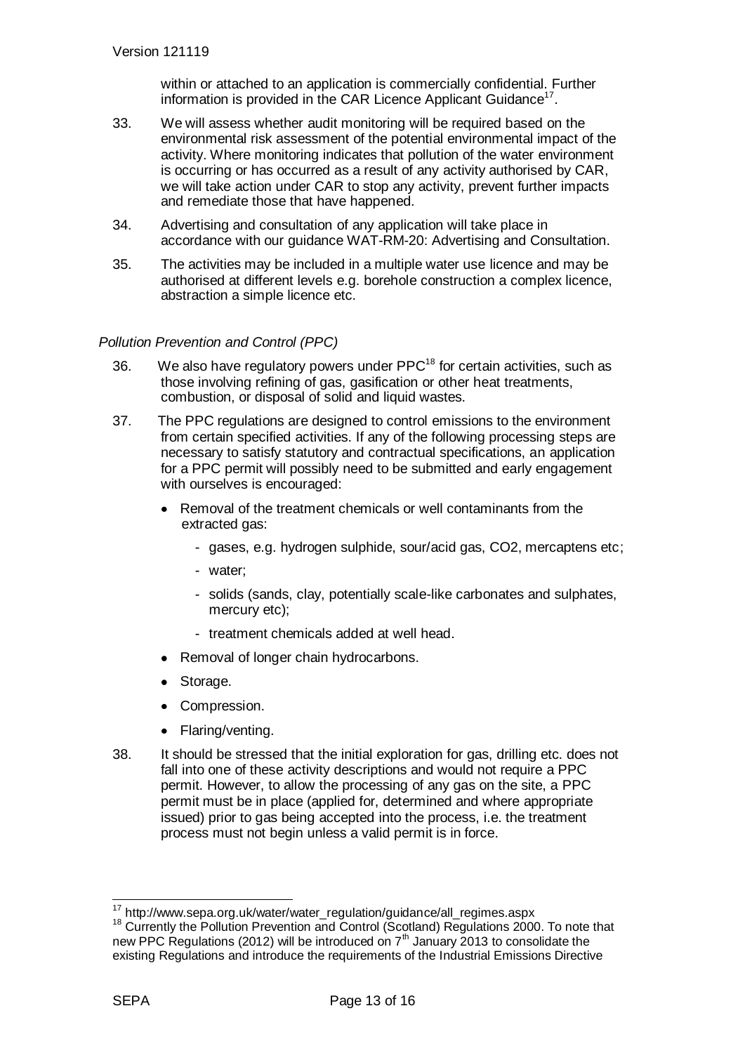within or attached to an application is commercially confidential. Further information is provided in the CAR Licence Applicant Guidance[17].

33. We will assess whether audit monitoring will be required based on the environmental risk assessment of the potential environmental impact of the activity. Where monitoring indicates that pollution of the water environment is occurring or has occurred as a result of any activity authorised by CAR, we will take action under CAR to stop any activity, prevent further impacts and remediate those that have happened.

34. Advertising and consultation of any application will take place in accordance with our guidance WAT-RM-20: Advertising and Consultation.

35. The activities may be included in a multiple water use licence and may be authorised at different levels e.g. borehole construction a complex licence, abstraction a simple licence etc.

*Pollution Prevention and Control (PPC)*

36. We also have regulatory powers under PPC[18] for certain activities, such as those involving refining of gas, gasification or other heat treatments, combustion, or disposal of solid and liquid wastes.

37. The PPC regulations are designed to control emissions to the environment from certain specified activities. If any of the following processing steps are necessary to satisfy statutory and contractual specifications, an application for a PPC permit will possibly need to be submitted and early engagement with ourselves is encouraged:

   - Removal of the treatment chemicals or well contaminants from the extracted gas:
     - gases, e.g. hydrogen sulphide, sour/acid gas, $CO_2$, mercaptens etc;
     - water;
     - solids (sands, clay, potentially scale-like carbonates and sulphates, mercury etc);
     - treatment chemicals added at well head.
   - Removal of longer chain hydrocarbons.
   - Storage.
   - Compression.
   - Flaring/venting.

38. It should be stressed that the initial exploration for gas, drilling etc. does not fall into one of these activity descriptions and would not require a PPC permit. However, to allow the processing of any gas on the site, a PPC permit must be in place (applied for, determined and where appropriate issued) prior to gas being accepted into the process, i.e. the treatment process must not begin unless a valid permit is in force.

[17] http://www.sepa.org.uk/water/water_regulation/guidance/all_regimes.aspx

[18] Currently the Pollution Prevention and Control (Scotland) Regulations 2000. To note that new PPC Regulations (2012) will be introduced on 7th January 2013 to consolidate the existing Regulations and introduce the requirements of the Industrial Emissions Directive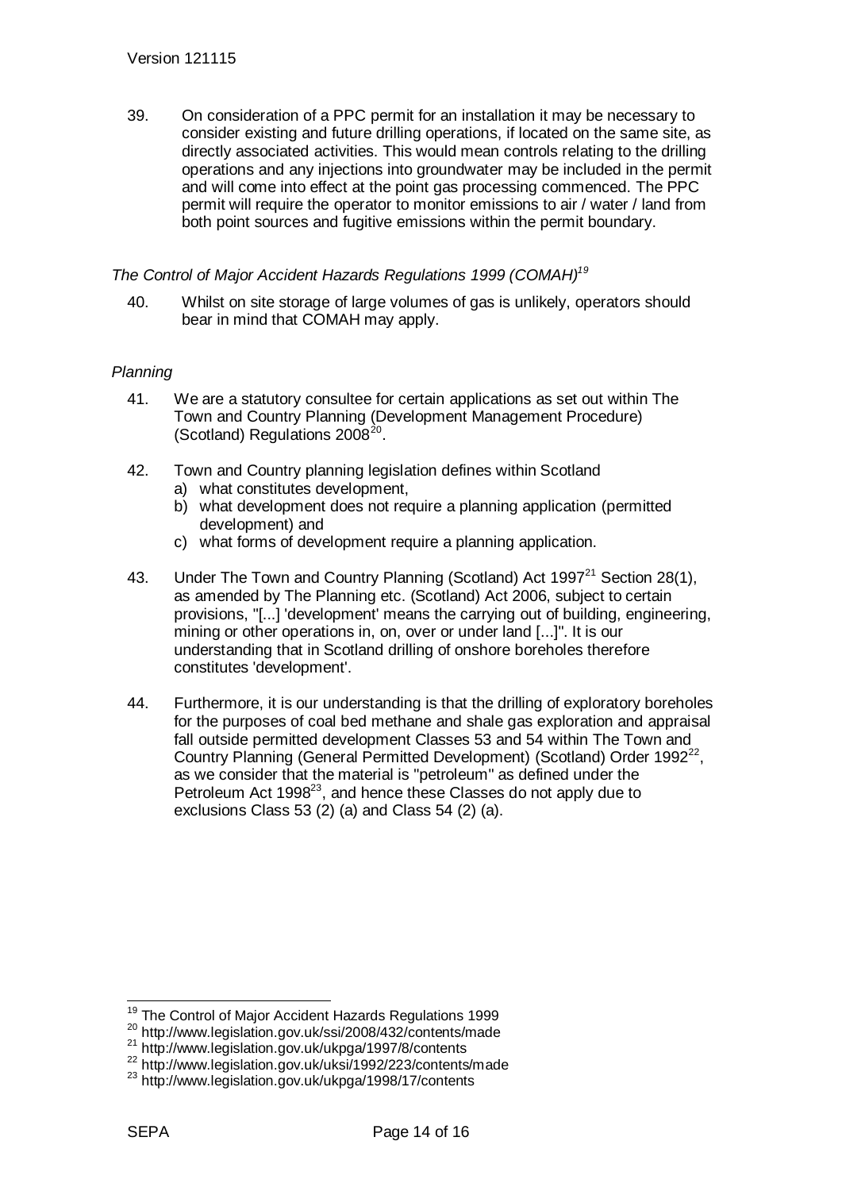39. On consideration of a PPC permit for an installation it may be necessary to consider existing and future drilling operations, if located on the same site, as directly associated activities. This would mean controls relating to the drilling operations and any injections into groundwater may be included in the permit and will come into effect at the point gas processing commenced. The PPC permit will require the operator to monitor emissions to air / water / land from both point sources and fugitive emissions within the permit boundary.

*The Control of Major Accident Hazards Regulations 1999 (COMAH)*[19]

40. Whilst on site storage of large volumes of gas is unlikely, operators should bear in mind that COMAH may apply.

*Planning*

41. We are a statutory consultee for certain applications as set out within The Town and Country Planning (Development Management Procedure) (Scotland) Regulations 2008[20].

42. Town and Country planning legislation defines within Scotland
    a) what constitutes development,
    b) what development does not require a planning application (permitted development) and
    c) what forms of development require a planning application.

43. Under The Town and Country Planning (Scotland) Act 1997[21] Section 28(1), as amended by The Planning etc. (Scotland) Act 2006, subject to certain provisions, "[...] 'development' means the carrying out of building, engineering, mining or other operations in, on, over or under land [...]". It is our understanding that in Scotland drilling of onshore boreholes therefore constitutes 'development'.

44. Furthermore, it is our understanding is that the drilling of exploratory boreholes for the purposes of coal bed methane and shale gas exploration and appraisal fall outside permitted development Classes 53 and 54 within The Town and Country Planning (General Permitted Development) (Scotland) Order 1992[22], as we consider that the material is "petroleum" as defined under the Petroleum Act 1998[23], and hence these Classes do not apply due to exclusions Class 53 (2) (a) and Class 54 (2) (a).

---

[19] The Control of Major Accident Hazards Regulations 1999
[20] http://www.legislation.gov.uk/ssi/2008/432/contents/made
[21] http://www.legislation.gov.uk/ukpga/1997/8/contents
[22] http://www.legislation.gov.uk/uksi/1992/223/contents/made
[23] http://www.legislation.gov.uk/ukpga/1998/17/contents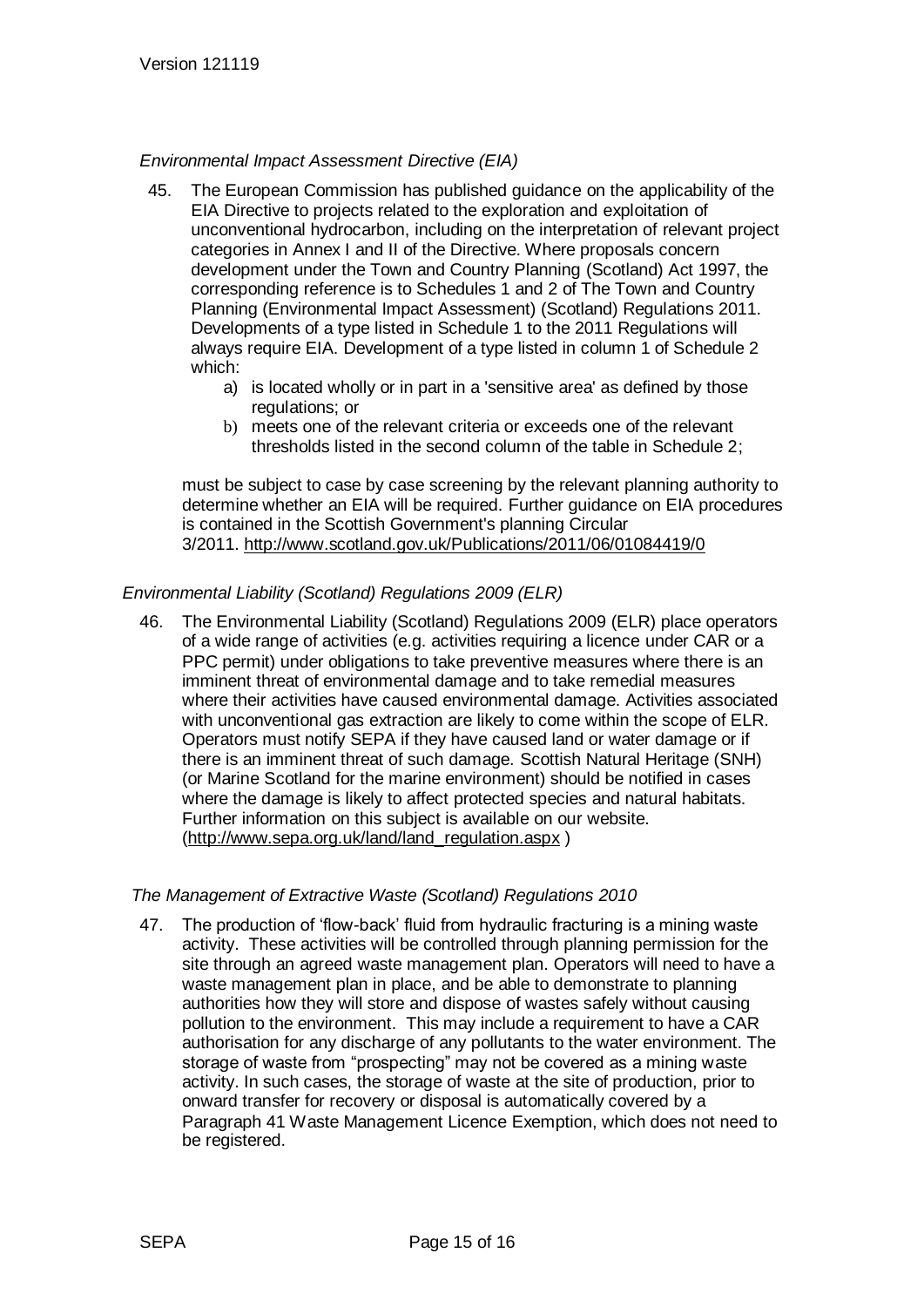*Environmental Impact Assessment Directive (EIA)*

45. The European Commission has published guidance on the applicability of the EIA Directive to projects related to the exploration and exploitation of unconventional hydrocarbon, including on the interpretation of relevant project categories in Annex I and II of the Directive. Where proposals concern development under the Town and Country Planning (Scotland) Act 1997, the corresponding reference is to Schedules 1 and 2 of The Town and Country Planning (Environmental Impact Assessment) (Scotland) Regulations 2011. Developments of a type listed in Schedule 1 to the 2011 Regulations will always require EIA. Development of a type listed in column 1 of Schedule 2 which:

    a) is located wholly or in part in a 'sensitive area' as defined by those regulations; or
    b) meets one of the relevant criteria or exceeds one of the relevant thresholds listed in the second column of the table in Schedule 2;

    must be subject to case by case screening by the relevant planning authority to determine whether an EIA will be required. Further guidance on EIA procedures is contained in the Scottish Government's planning Circular 3/2011. http://www.scotland.gov.uk/Publications/2011/06/01084419/0

*Environmental Liability (Scotland) Regulations 2009 (ELR)*

46. The Environmental Liability (Scotland) Regulations 2009 (ELR) place operators of a wide range of activities (e.g. activities requiring a licence under CAR or a PPC permit) under obligations to take preventive measures where there is an imminent threat of environmental damage and to take remedial measures where their activities have caused environmental damage. Activities associated with unconventional gas extraction are likely to come within the scope of ELR. Operators must notify SEPA if they have caused land or water damage or if there is an imminent threat of such damage. Scottish Natural Heritage (SNH) (or Marine Scotland for the marine environment) should be notified in cases where the damage is likely to affect protected species and natural habitats. Further information on this subject is available on our website. (http://www.sepa.org.uk/land/land_regulation.aspx )

*The Management of Extractive Waste (Scotland) Regulations 2010*

47. The production of 'flow-back' fluid from hydraulic fracturing is a mining waste activity. These activities will be controlled through planning permission for the site through an agreed waste management plan. Operators will need to have a waste management plan in place, and be able to demonstrate to planning authorities how they will store and dispose of wastes safely without causing pollution to the environment. This may include a requirement to have a CAR authorisation for any discharge of any pollutants to the water environment. The storage of waste from "prospecting" may not be covered as a mining waste activity. In such cases, the storage of waste at the site of production, prior to onward transfer for recovery or disposal is automatically covered by a Paragraph 41 Waste Management Licence Exemption, which does not need to be registered.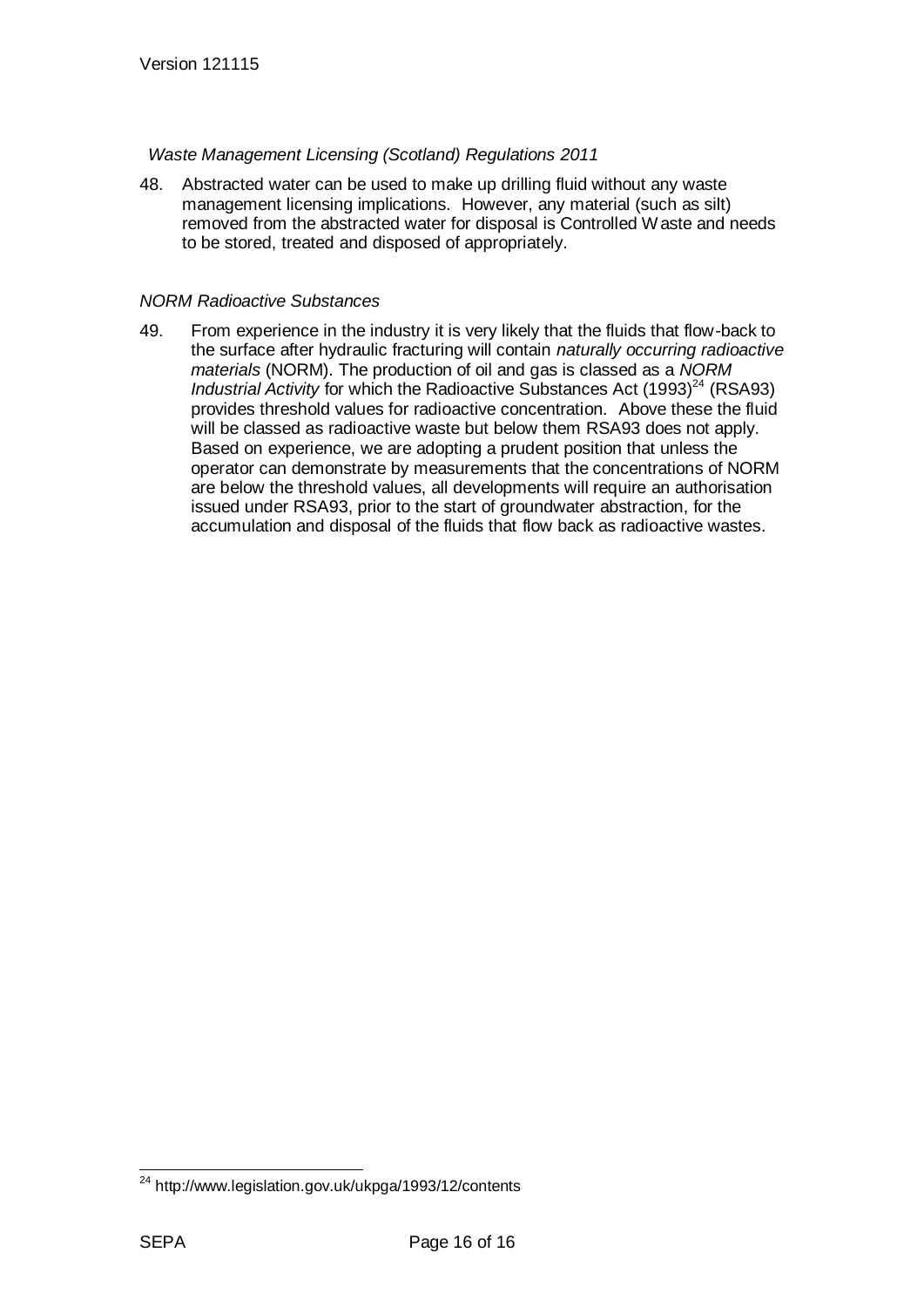*Waste Management Licensing (Scotland) Regulations 2011*

48. Abstracted water can be used to make up drilling fluid without any waste management licensing implications. However, any material (such as silt) removed from the abstracted water for disposal is Controlled Waste and needs to be stored, treated and disposed of appropriately.

*NORM Radioactive Substances*

49. From experience in the industry it is very likely that the fluids that flow-back to the surface after hydraulic fracturing will contain *naturally occurring radioactive materials* (NORM). The production of oil and gas is classed as a *NORM Industrial Activity* for which the Radioactive Substances Act (1993)[24] (RSA93) provides threshold values for radioactive concentration. Above these the fluid will be classed as radioactive waste but below them RSA93 does not apply. Based on experience, we are adopting a prudent position that unless the operator can demonstrate by measurements that the concentrations of NORM are below the threshold values, all developments will require an authorisation issued under RSA93, prior to the start of groundwater abstraction, for the accumulation and disposal of the fluids that flow back as radioactive wastes.

[24] http://www.legislation.gov.uk/ukpga/1993/12/contents